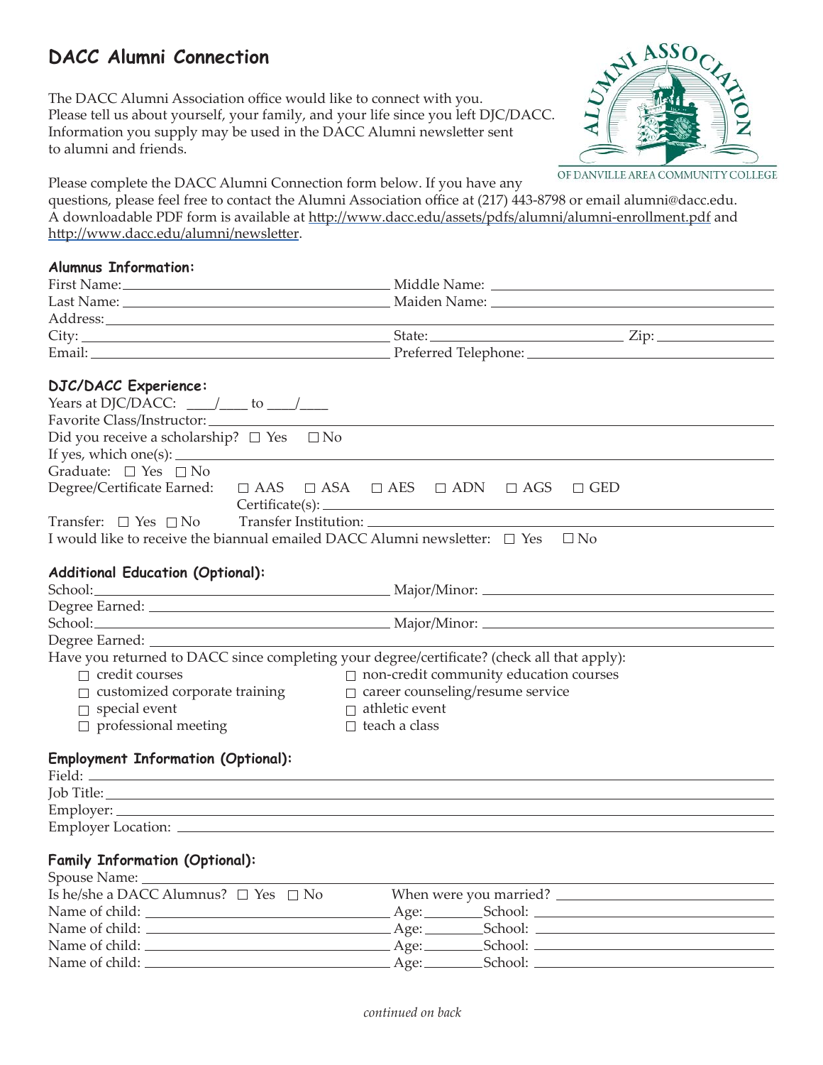# DACC Alumni Connection

The DACC Alumni Association office would like to connect with you. Please tell us about yourself, your family, and your life since you left DJC/DACC. Information you supply may be used in the DACC Alumni newsletter sent to alumni and friends.

ALUMNI ASSOCIATION OF DANVILLE AREA COMMUNITY COLLEGE

Please complete the DACC Alumni Connection form below. If you have any questions, please feel free to contact the Alumni Association office at (217) 443-8798 or email alumni@dacc.edu. A downloadable PDF form is available at http://www.dacc.edu/assets/pdfs/alumni/alumni-enrollment.pdf and http://www.dacc.edu/alumni/newsletter.

### Alumnus Information:

First Name: ____________________ Middle Name: ____________________

Last Name: ____________________ Maiden Name: ____________________

Address: ____________________

City: ____________________ State: ____________ Zip: ____________

Email: ____________________ Preferred Telephone: ____________________

### DJC/DACC Experience:

Years at DJC/DACC: ____/____ to ____/____

Favorite Class/Instructor: ____________________

Did you receive a scholarship? ☐ Yes ☐ No

If yes, which one(s): ____________________

Graduate: ☐ Yes ☐ No

Degree/Certificate Earned: ☐ AAS ☐ ASA ☐ AES ☐ ADN ☐ AGS ☐ GED

Certificate(s): ____________________

Transfer: ☐ Yes ☐ No Transfer Institution: ____________________

I would like to receive the biannual emailed DACC Alumni newsletter: ☐ Yes ☐ No

### Additional Education (Optional):

School: ____________________ Major/Minor: ____________________

Degree Earned: ____________________

School: ____________________ Major/Minor: ____________________

Degree Earned: ____________________

Have you returned to DACC since completing your degree/certificate? (check all that apply):

- ☐ credit courses
- ☐ non-credit community education courses
- ☐ customized corporate training
- ☐ career counseling/resume service
- ☐ special event
- ☐ athletic event
- ☐ professional meeting
- ☐ teach a class

### Employment Information (Optional):

Field: ____________________

Job Title: ____________________

Employer: ____________________

Employer Location: ____________________

### Family Information (Optional):

Spouse Name: ____________________

Is he/she a DACC Alumnus? ☐ Yes ☐ No When were you married? ____________________

Name of child: ____________________ Age: ________ School: ____________________

Name of child: ____________________ Age: ________ School: ____________________

Name of child: ____________________ Age: ________ School: ____________________

Name of child: ____________________ Age: ________ School: ____________________

*continued on back*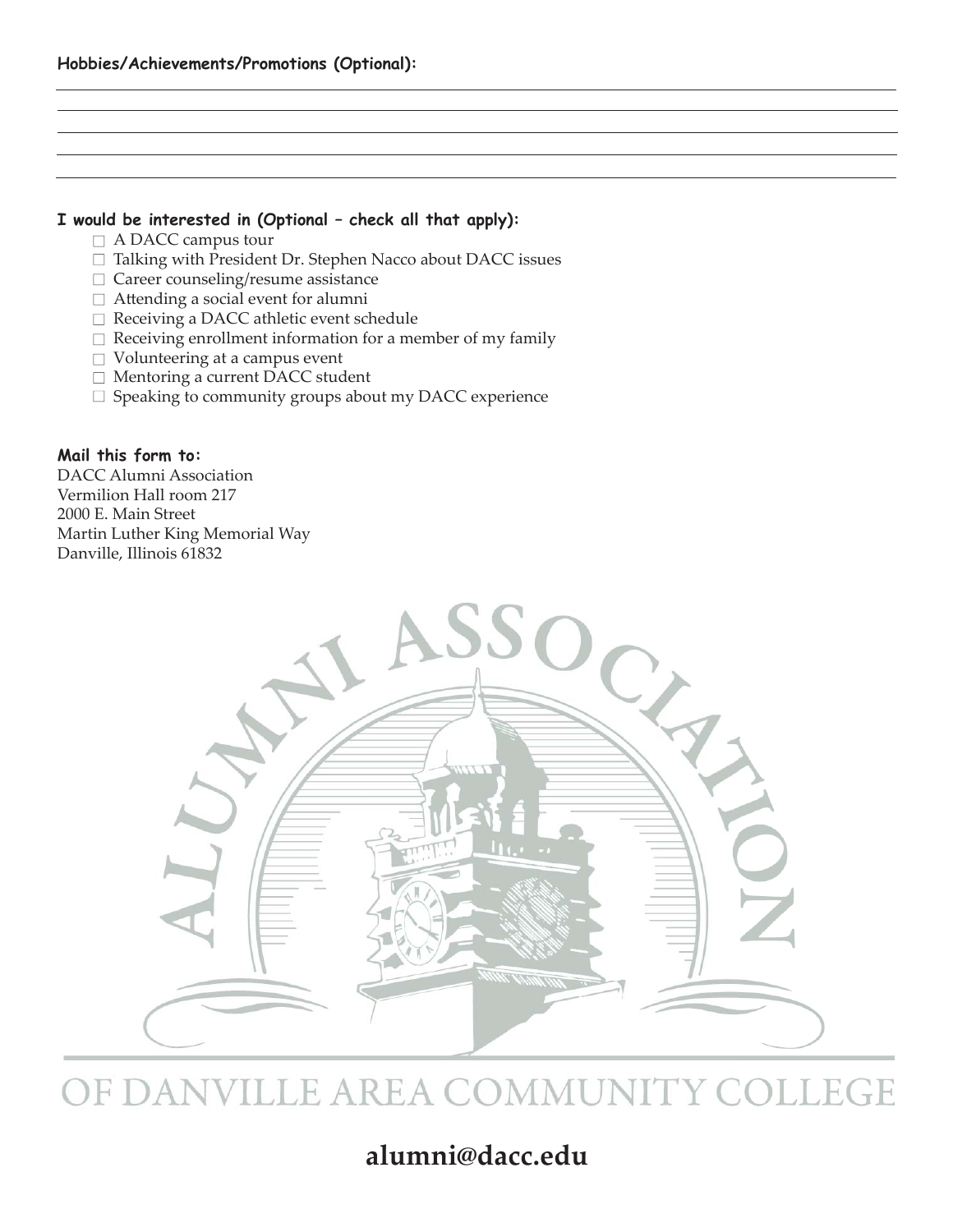**Hobbies/Achievements/Promotions (Optional):**

**I would be interested in (Optional – check all that apply):**

- ☐ A DACC campus tour
- ☐ Talking with President Dr. Stephen Nacco about DACC issues
- ☐ Career counseling/resume assistance
- ☐ Attending a social event for alumni
- ☐ Receiving a DACC athletic event schedule
- ☐ Receiving enrollment information for a member of my family
- ☐ Volunteering at a campus event
- ☐ Mentoring a current DACC student
- ☐ Speaking to community groups about my DACC experience

**Mail this form to:**

DACC Alumni Association
Vermilion Hall room 217
2000 E. Main Street
Martin Luther King Memorial Way
Danville, Illinois 61832

ALUMNI ASSOCIATION

OF DANVILLE AREA COMMUNITY COLLEGE

**alumni@dacc.edu**